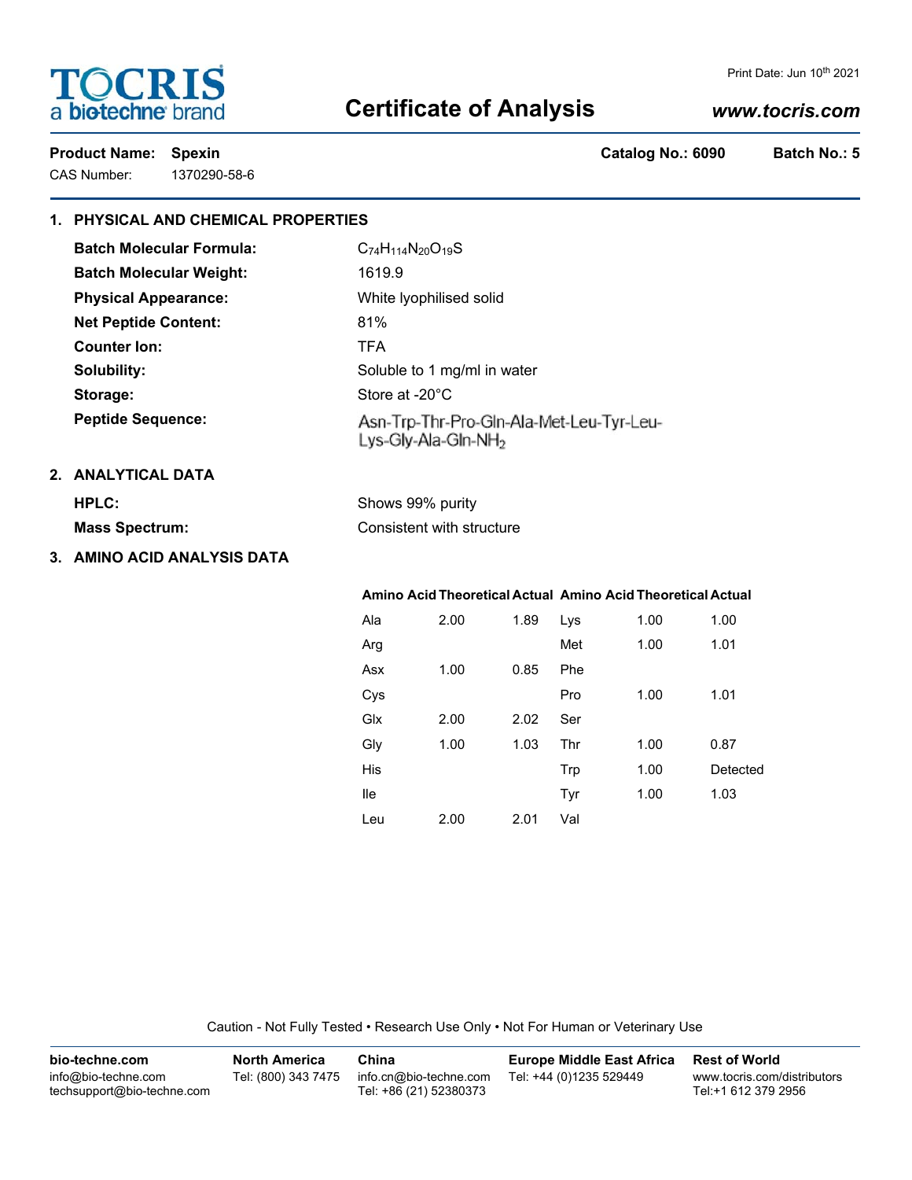# Certificate of Analysis

Print Date: Jun 10th 2021

www.tocris.com

**Product Name: Spexin** **Catalog No.: 6090** **Batch No.: 5**

CAS Number: 1370290-58-6

## 1. PHYSICAL AND CHEMICAL PROPERTIES

**Batch Molecular Formula:** $C_{74}H_{114}N_{20}O_{19}S$

**Batch Molecular Weight:** 1619.9

**Physical Appearance:** White lyophilised solid

**Net Peptide Content:** 81%

**Counter Ion:** TFA

**Solubility:** Soluble to 1 mg/ml in water

**Storage:** Store at -20°C

**Peptide Sequence:** Asn-Trp-Thr-Pro-Gln-Ala-Met-Leu-Tyr-Leu-Lys-Gly-Ala-Gln-$NH_2$

## 2. ANALYTICAL DATA

**HPLC:** Shows 99% purity

**Mass Spectrum:** Consistent with structure

## 3. AMINO ACID ANALYSIS DATA

| Amino Acid | Theoretical | Actual | Amino Acid | Theoretical | Actual |
|---|---|---|---|---|---|
| Ala | 2.00 | 1.89 | Lys | 1.00 | 1.00 |
| Arg | | | Met | 1.00 | 1.01 |
| Asx | 1.00 | 0.85 | Phe | | |
| Cys | | | Pro | 1.00 | 1.01 |
| Glx | 2.00 | 2.02 | Ser | | |
| Gly | 1.00 | 1.03 | Thr | 1.00 | 0.87 |
| His | | | Trp | 1.00 | Detected |
| Ile | | | Tyr | 1.00 | 1.03 |
| Leu | 2.00 | 2.01 | Val | | |

Caution - Not Fully Tested • Research Use Only • Not For Human or Veterinary Use

**bio-techne.com**
info@bio-techne.com
techsupport@bio-techne.com

**North America**
Tel: (800) 343 7475

**China**
info.cn@bio-techne.com
Tel: +86 (21) 52380373

**Europe Middle East Africa**
Tel: +44 (0)1235 529449

**Rest of World**
www.tocris.com/distributors
Tel:+1 612 379 2956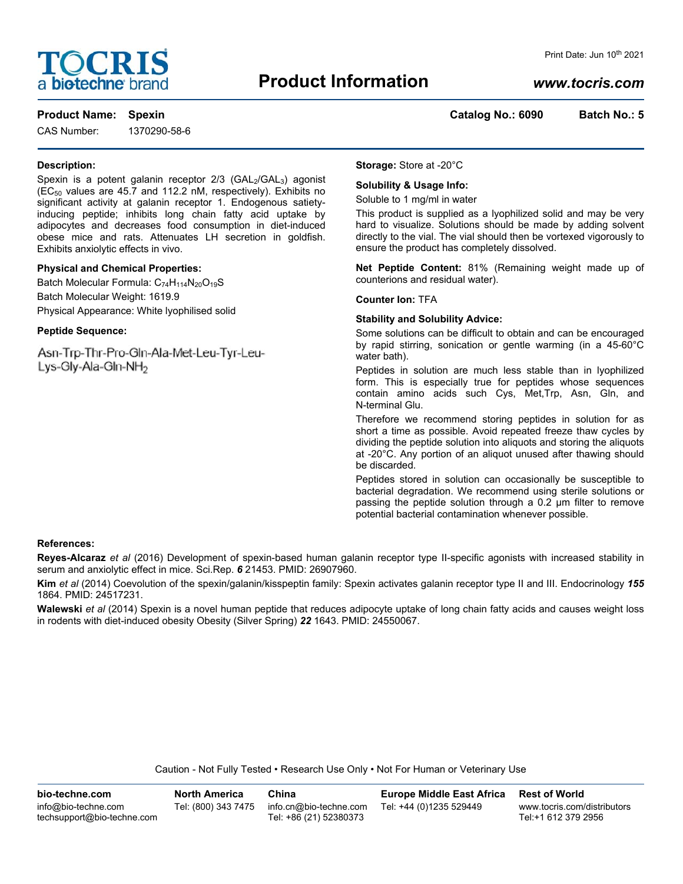# Product Information

**Product Name: Spexin** **Catalog No.: 6090** **Batch No.: 5**

CAS Number: 1370290-58-6

### Description:

Spexin is a potent galanin receptor 2/3 ($GAL_2$/$GAL_3$) agonist ($EC_{50}$ values are 45.7 and 112.2 nM, respectively). Exhibits no significant activity at galanin receptor 1. Endogenous satiety-inducing peptide; inhibits long chain fatty acid uptake by adipocytes and decreases food consumption in diet-induced obese mice and rats. Attenuates LH secretion in goldfish. Exhibits anxiolytic effects in vivo.

### Physical and Chemical Properties:

Batch Molecular Formula: $C_{74}H_{114}N_{20}O_{19}S$

Batch Molecular Weight: 1619.9

Physical Appearance: White lyophilised solid

### Peptide Sequence:

Asn-Trp-Thr-Pro-Gln-Ala-Met-Leu-Tyr-Leu-Lys-Gly-Ala-Gln-$NH_2$

**Storage:** Store at -20°C

### Solubility & Usage Info:

Soluble to 1 mg/ml in water

This product is supplied as a lyophilized solid and may be very hard to visualize. Solutions should be made by adding solvent directly to the vial. The vial should then be vortexed vigorously to ensure the product has completely dissolved.

**Net Peptide Content:** 81% (Remaining weight made up of counterions and residual water).

**Counter Ion:** TFA

### Stability and Solubility Advice:

Some solutions can be difficult to obtain and can be encouraged by rapid stirring, sonication or gentle warming (in a 45-60°C water bath).

Peptides in solution are much less stable than in lyophilized form. This is especially true for peptides whose sequences contain amino acids such Cys, Met,Trp, Asn, Gln, and N-terminal Glu.

Therefore we recommend storing peptides in solution for as short a time as possible. Avoid repeated freeze thaw cycles by dividing the peptide solution into aliquots and storing the aliquots at -20°C. Any portion of an aliquot unused after thawing should be discarded.

Peptides stored in solution can occasionally be susceptible to bacterial degradation. We recommend using sterile solutions or passing the peptide solution through a 0.2 µm filter to remove potential bacterial contamination whenever possible.

### References:

**Reyes-Alcaraz** *et al* (2016) Development of spexin-based human galanin receptor type II-specific agonists with increased stability in serum and anxiolytic effect in mice. Sci.Rep. ***6*** 21453. PMID: 26907960.

**Kim** *et al* (2014) Coevolution of the spexin/galanin/kisspeptin family: Spexin activates galanin receptor type II and III. Endocrinology ***155*** 1864. PMID: 24517231.

**Walewski** *et al* (2014) Spexin is a novel human peptide that reduces adipocyte uptake of long chain fatty acids and causes weight loss in rodents with diet-induced obesity Obesity (Silver Spring) ***22*** 1643. PMID: 24550067.

Caution - Not Fully Tested • Research Use Only • Not For Human or Veterinary Use

**bio-techne.com**
info@bio-techne.com
techsupport@bio-techne.com

**North America**
Tel: (800) 343 7475

**China**
info.cn@bio-techne.com
Tel: +86 (21) 52380373

**Europe Middle East Africa**
Tel: +44 (0)1235 529449

**Rest of World**
www.tocris.com/distributors
Tel:+1 612 379 2956